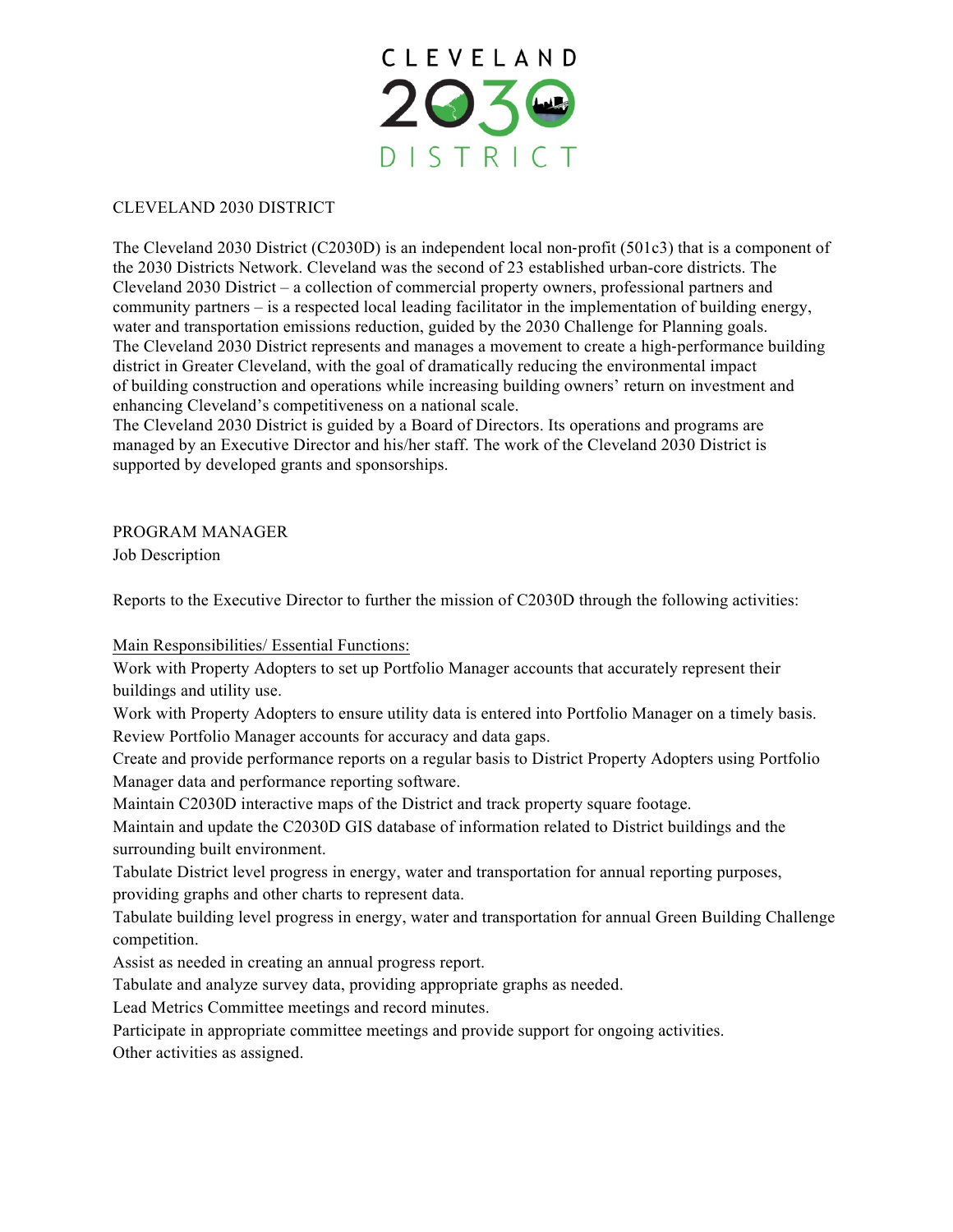# CLEVELAND 2030 DISTRICT

CLEVELAND 2030 DISTRICT

The Cleveland 2030 District (C2030D) is an independent local non-profit (501c3) that is a component of the 2030 Districts Network. Cleveland was the second of 23 established urban-core districts. The Cleveland 2030 District – a collection of commercial property owners, professional partners and community partners – is a respected local leading facilitator in the implementation of building energy, water and transportation emissions reduction, guided by the 2030 Challenge for Planning goals.
The Cleveland 2030 District represents and manages a movement to create a high-performance building district in Greater Cleveland, with the goal of dramatically reducing the environmental impact of building construction and operations while increasing building owners' return on investment and enhancing Cleveland's competitiveness on a national scale.
The Cleveland 2030 District is guided by a Board of Directors. Its operations and programs are managed by an Executive Director and his/her staff. The work of the Cleveland 2030 District is supported by developed grants and sponsorships.

## PROGRAM MANAGER

Job Description

Reports to the Executive Director to further the mission of C2030D through the following activities:

Main Responsibilities/ Essential Functions:

Work with Property Adopters to set up Portfolio Manager accounts that accurately represent their buildings and utility use.
Work with Property Adopters to ensure utility data is entered into Portfolio Manager on a timely basis.
Review Portfolio Manager accounts for accuracy and data gaps.
Create and provide performance reports on a regular basis to District Property Adopters using Portfolio Manager data and performance reporting software.
Maintain C2030D interactive maps of the District and track property square footage.
Maintain and update the C2030D GIS database of information related to District buildings and the surrounding built environment.
Tabulate District level progress in energy, water and transportation for annual reporting purposes, providing graphs and other charts to represent data.
Tabulate building level progress in energy, water and transportation for annual Green Building Challenge competition.
Assist as needed in creating an annual progress report.
Tabulate and analyze survey data, providing appropriate graphs as needed.
Lead Metrics Committee meetings and record minutes.
Participate in appropriate committee meetings and provide support for ongoing activities.
Other activities as assigned.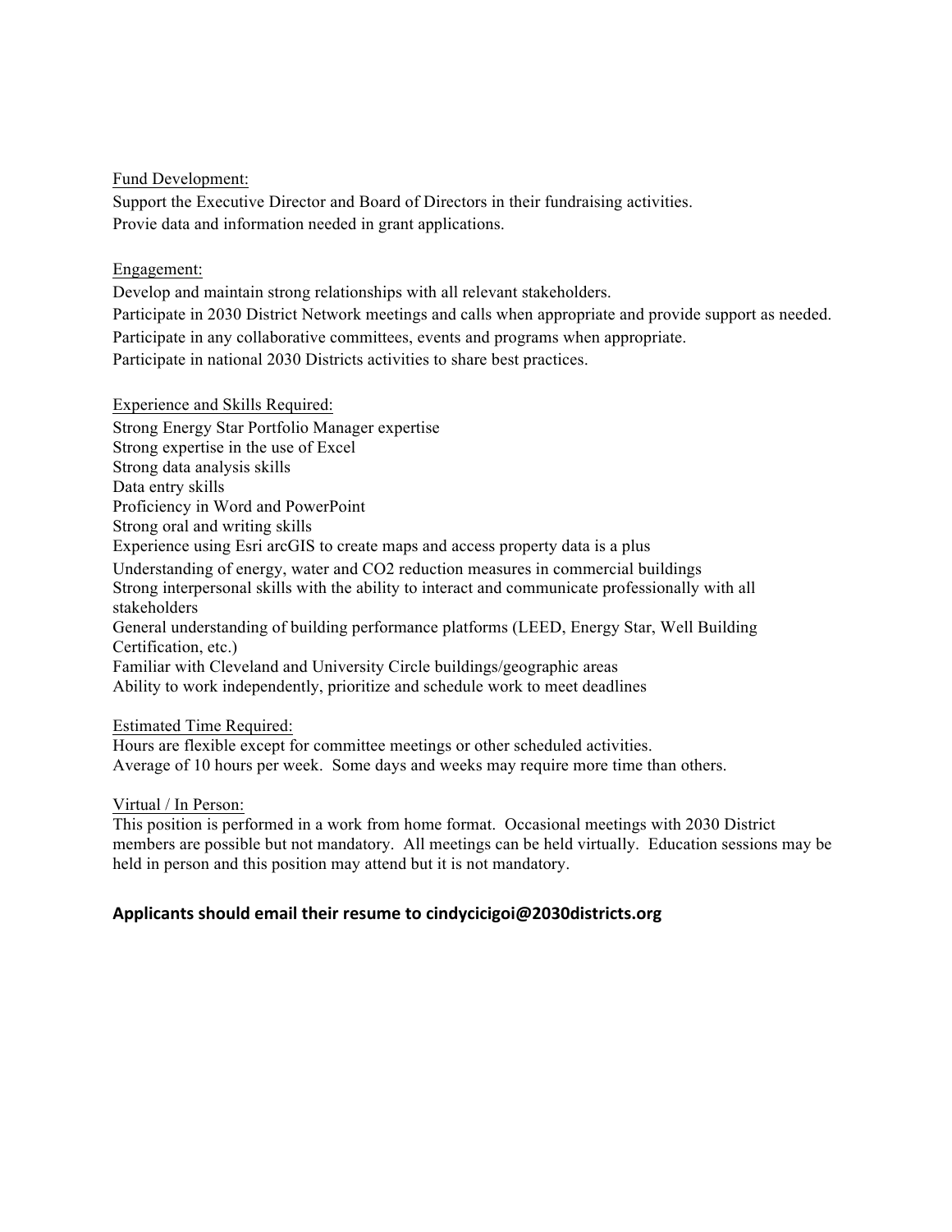Fund Development:

Support the Executive Director and Board of Directors in their fundraising activities.
Provie data and information needed in grant applications.

Engagement:

Develop and maintain strong relationships with all relevant stakeholders.
Participate in 2030 District Network meetings and calls when appropriate and provide support as needed.
Participate in any collaborative committees, events and programs when appropriate.
Participate in national 2030 Districts activities to share best practices.

Experience and Skills Required:

Strong Energy Star Portfolio Manager expertise
Strong expertise in the use of Excel
Strong data analysis skills
Data entry skills
Proficiency in Word and PowerPoint
Strong oral and writing skills
Experience using Esri arcGIS to create maps and access property data is a plus
Understanding of energy, water and $CO_2$ reduction measures in commercial buildings
Strong interpersonal skills with the ability to interact and communicate professionally with all stakeholders
General understanding of building performance platforms (LEED, Energy Star, Well Building Certification, etc.)
Familiar with Cleveland and University Circle buildings/geographic areas
Ability to work independently, prioritize and schedule work to meet deadlines

Estimated Time Required:

Hours are flexible except for committee meetings or other scheduled activities.
Average of 10 hours per week. Some days and weeks may require more time than others.

Virtual / In Person:

This position is performed in a work from home format. Occasional meetings with 2030 District members are possible but not mandatory. All meetings can be held virtually. Education sessions may be held in person and this position may attend but it is not mandatory.

**Applicants should email their resume to cindycicigoi@2030districts.org**